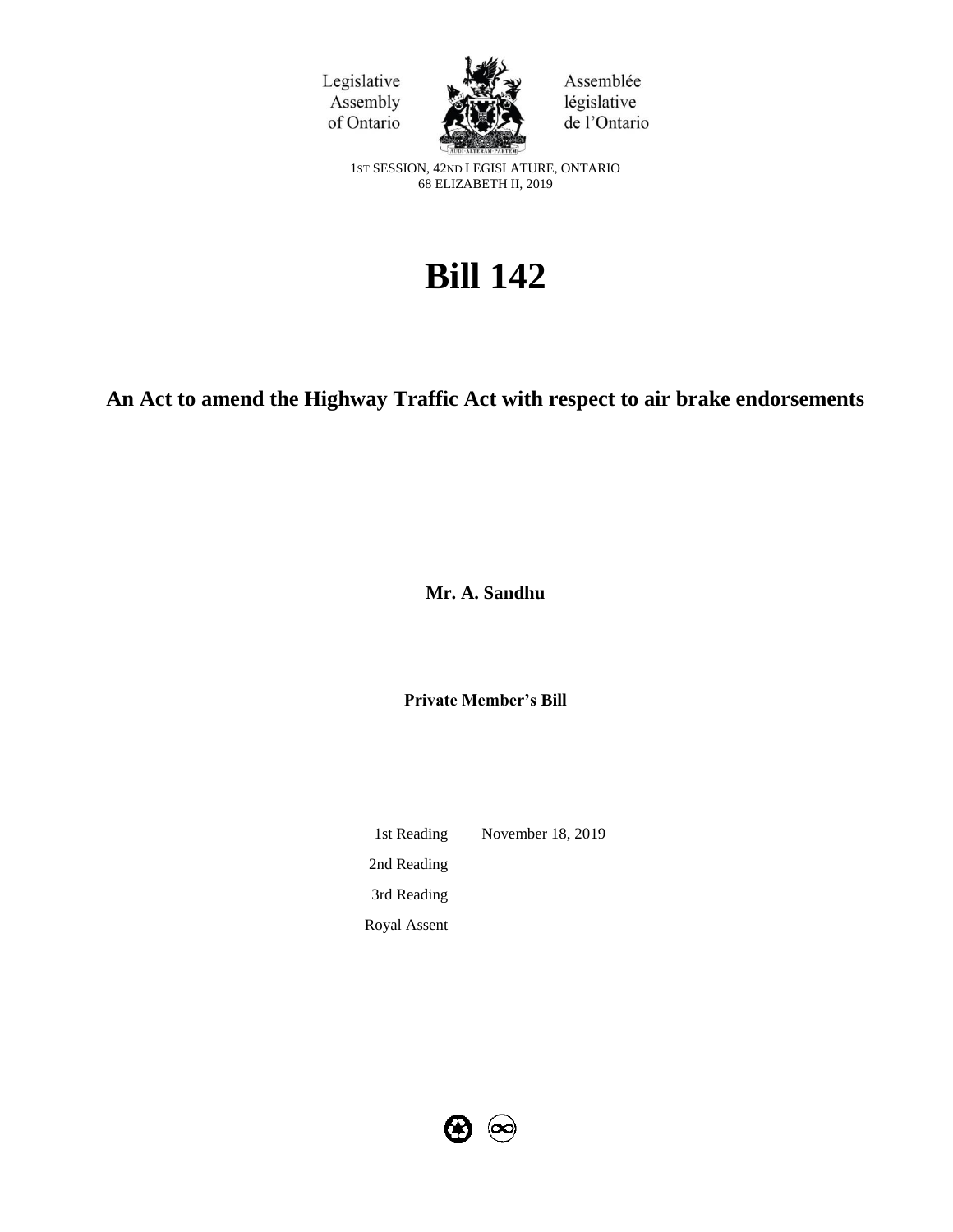Legislative Assembly of Ontario

Assemblée législative de l'Ontario

1ST SESSION, 42ND LEGISLATURE, ONTARIO
68 ELIZABETH II, 2019

# Bill 142

## An Act to amend the Highway Traffic Act with respect to air brake endorsements

**Mr. A. Sandhu**

**Private Member's Bill**

| | |
|---|---|
| 1st Reading | November 18, 2019 |
| 2nd Reading | |
| 3rd Reading | |
| Royal Assent | |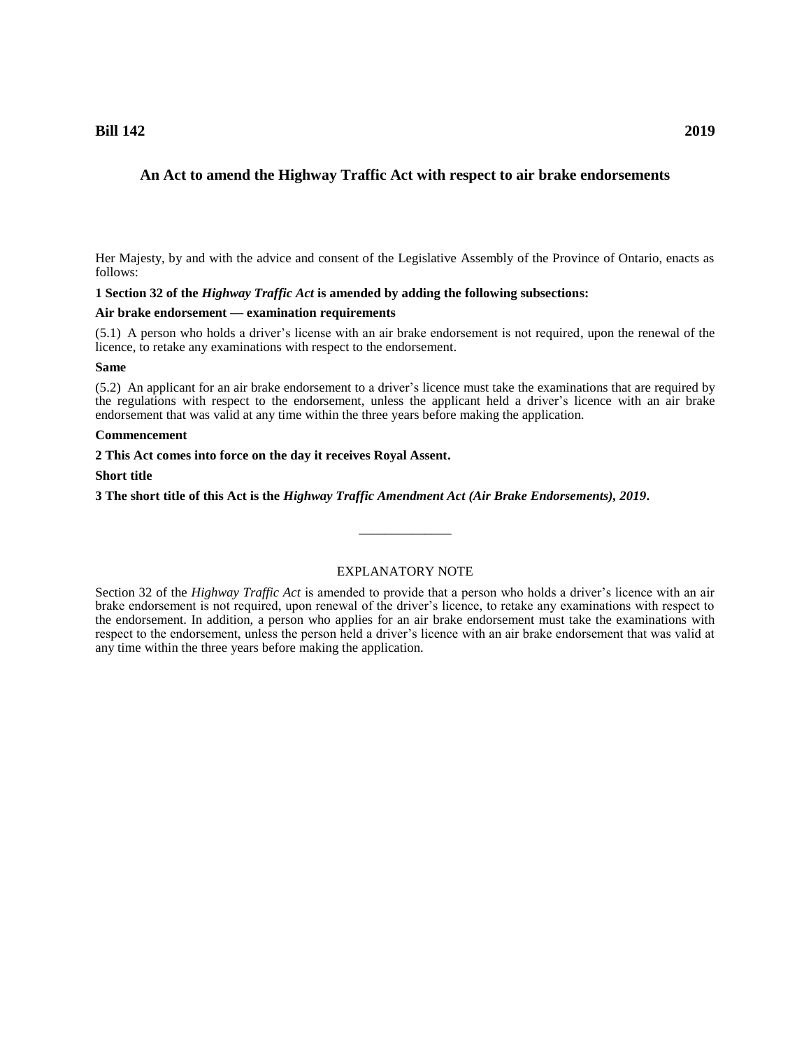**Bill 142** **2019**

## An Act to amend the Highway Traffic Act with respect to air brake endorsements

Her Majesty, by and with the advice and consent of the Legislative Assembly of the Province of Ontario, enacts as follows:

**1 Section 32 of the *Highway Traffic Act* is amended by adding the following subsections:**

**Air brake endorsement — examination requirements**

(5.1) A person who holds a driver's license with an air brake endorsement is not required, upon the renewal of the licence, to retake any examinations with respect to the endorsement.

**Same**

(5.2) An applicant for an air brake endorsement to a driver's licence must take the examinations that are required by the regulations with respect to the endorsement, unless the applicant held a driver's licence with an air brake endorsement that was valid at any time within the three years before making the application.

**Commencement**

**2 This Act comes into force on the day it receives Royal Assent.**

**Short title**

**3 The short title of this Act is the *Highway Traffic Amendment Act (Air Brake Endorsements), 2019*.**

---

EXPLANATORY NOTE

Section 32 of the *Highway Traffic Act* is amended to provide that a person who holds a driver's licence with an air brake endorsement is not required, upon renewal of the driver's licence, to retake any examinations with respect to the endorsement. In addition, a person who applies for an air brake endorsement must take the examinations with respect to the endorsement, unless the person held a driver's licence with an air brake endorsement that was valid at any time within the three years before making the application.